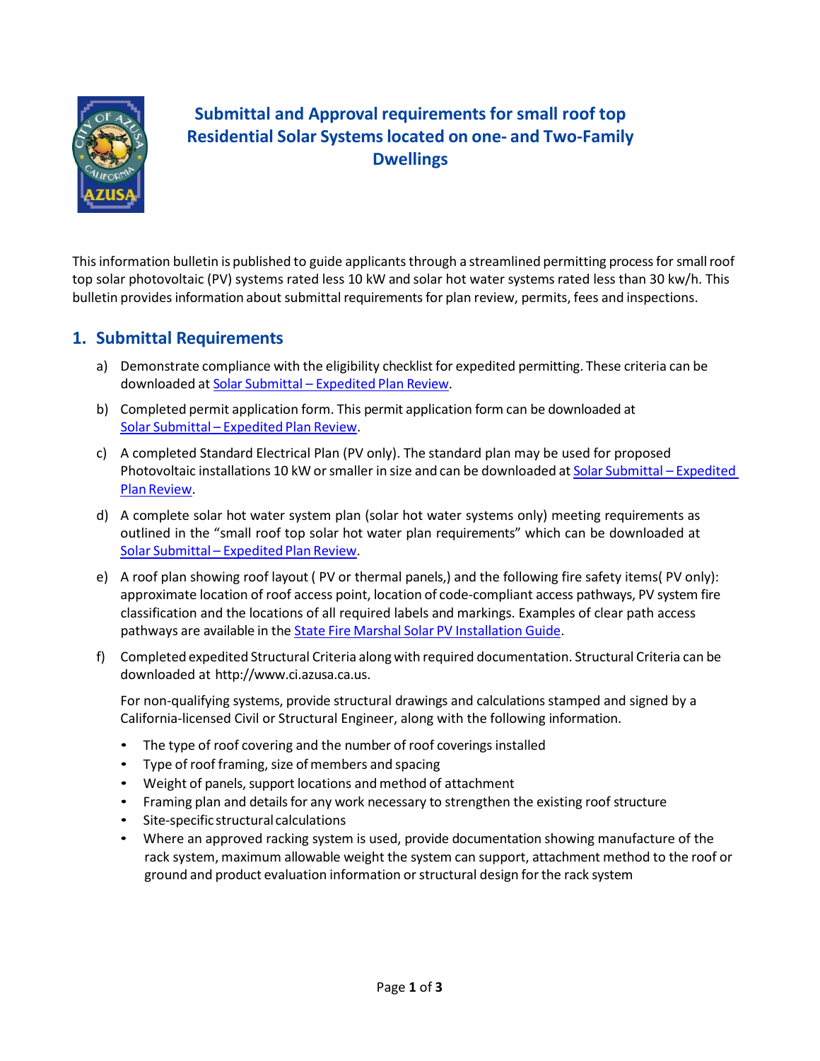# Submittal and Approval requirements for small roof top Residential Solar Systems located on one- and Two-Family Dwellings

This information bulletin is published to guide applicants through a streamlined permitting process for small roof top solar photovoltaic (PV) systems rated less 10 kW and solar hot water systems rated less than 30 kw/h. This bulletin provides information about submittal requirements for plan review, permits, fees and inspections.

## 1. Submittal Requirements

a) Demonstrate compliance with the eligibility checklist for expedited permitting. These criteria can be downloaded at Solar Submittal – Expedited Plan Review.

b) Completed permit application form. This permit application form can be downloaded at Solar Submittal – Expedited Plan Review.

c) A completed Standard Electrical Plan (PV only). The standard plan may be used for proposed Photovoltaic installations 10 kW or smaller in size and can be downloaded at Solar Submittal – Expedited Plan Review.

d) A complete solar hot water system plan (solar hot water systems only) meeting requirements as outlined in the "small roof top solar hot water plan requirements" which can be downloaded at Solar Submittal – Expedited Plan Review.

e) A roof plan showing roof layout ( PV or thermal panels,) and the following fire safety items( PV only): approximate location of roof access point, location of code-compliant access pathways, PV system fire classification and the locations of all required labels and markings. Examples of clear path access pathways are available in the State Fire Marshal Solar PV Installation Guide.

f) Completed expedited Structural Criteria along with required documentation. Structural Criteria can be downloaded at http://www.ci.azusa.ca.us.

   For non-qualifying systems, provide structural drawings and calculations stamped and signed by a California-licensed Civil or Structural Engineer, along with the following information.

   - The type of roof covering and the number of roof coverings installed
   - Type of roof framing, size of members and spacing
   - Weight of panels, support locations and method of attachment
   - Framing plan and details for any work necessary to strengthen the existing roof structure
   - Site-specific structural calculations
   - Where an approved racking system is used, provide documentation showing manufacture of the rack system, maximum allowable weight the system can support, attachment method to the roof or ground and product evaluation information or structural design for the rack system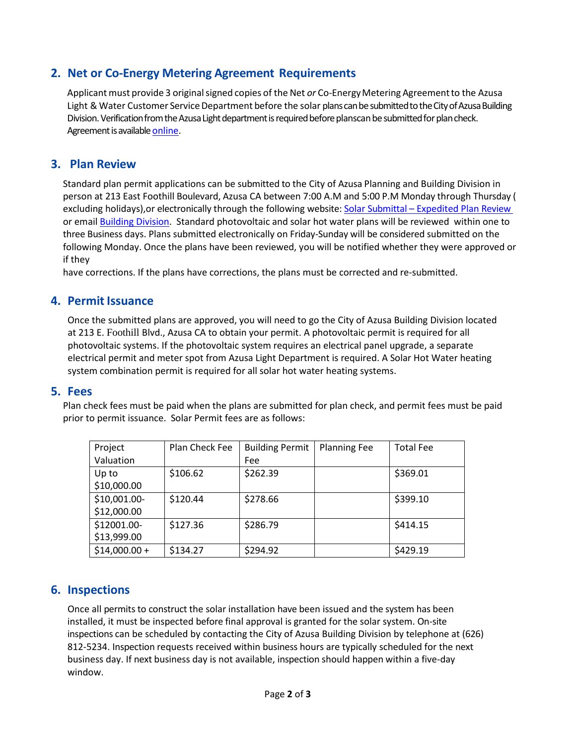## 2. Net or Co-Energy Metering Agreement Requirements

Applicant must provide 3 original signed copies of the Net *or* Co-Energy Metering Agreement to the Azusa Light & Water Customer Service Department before the solar plans can be submitted to the City of Azusa Building Division. Verification from the Azusa Light department is required before planscan be submitted for plan check. Agreement is available online.

## 3. Plan Review

Standard plan permit applications can be submitted to the City of Azusa Planning and Building Division in person at 213 East Foothill Boulevard, Azusa CA between 7:00 A.M and 5:00 P.M Monday through Thursday ( excluding holidays),or electronically through the following website: Solar Submittal – Expedited Plan Review or email Building Division. Standard photovoltaic and solar hot water plans will be reviewed within one to three Business days. Plans submitted electronically on Friday-Sunday will be considered submitted on the following Monday. Once the plans have been reviewed, you will be notified whether they were approved or if they have corrections. If the plans have corrections, the plans must be corrected and re-submitted.

## 4. Permit Issuance

Once the submitted plans are approved, you will need to go the City of Azusa Building Division located at 213 E. Foothill Blvd., Azusa CA to obtain your permit. A photovoltaic permit is required for all photovoltaic systems. If the photovoltaic system requires an electrical panel upgrade, a separate electrical permit and meter spot from Azusa Light Department is required. A Solar Hot Water heating system combination permit is required for all solar hot water heating systems.

## 5. Fees

Plan check fees must be paid when the plans are submitted for plan check, and permit fees must be paid prior to permit issuance. Solar Permit fees are as follows:

| Project Valuation | Plan Check Fee | Building Permit Fee | Planning Fee | Total Fee |
|---|---|---|---|---|
| Up to $10,000.00 | $106.62 | $262.39 | | $369.01 |
| $10,001.00-$12,000.00 | $120.44 | $278.66 | | $399.10 |
| $12001.00-$13,999.00 | $127.36 | $286.79 | | $414.15 |
| $14,000.00 + | $134.27 | $294.92 | | $429.19 |

## 6. Inspections

Once all permits to construct the solar installation have been issued and the system has been installed, it must be inspected before final approval is granted for the solar system. On-site inspections can be scheduled by contacting the City of Azusa Building Division by telephone at (626) 812-5234. Inspection requests received within business hours are typically scheduled for the next business day. If next business day is not available, inspection should happen within a five-day window.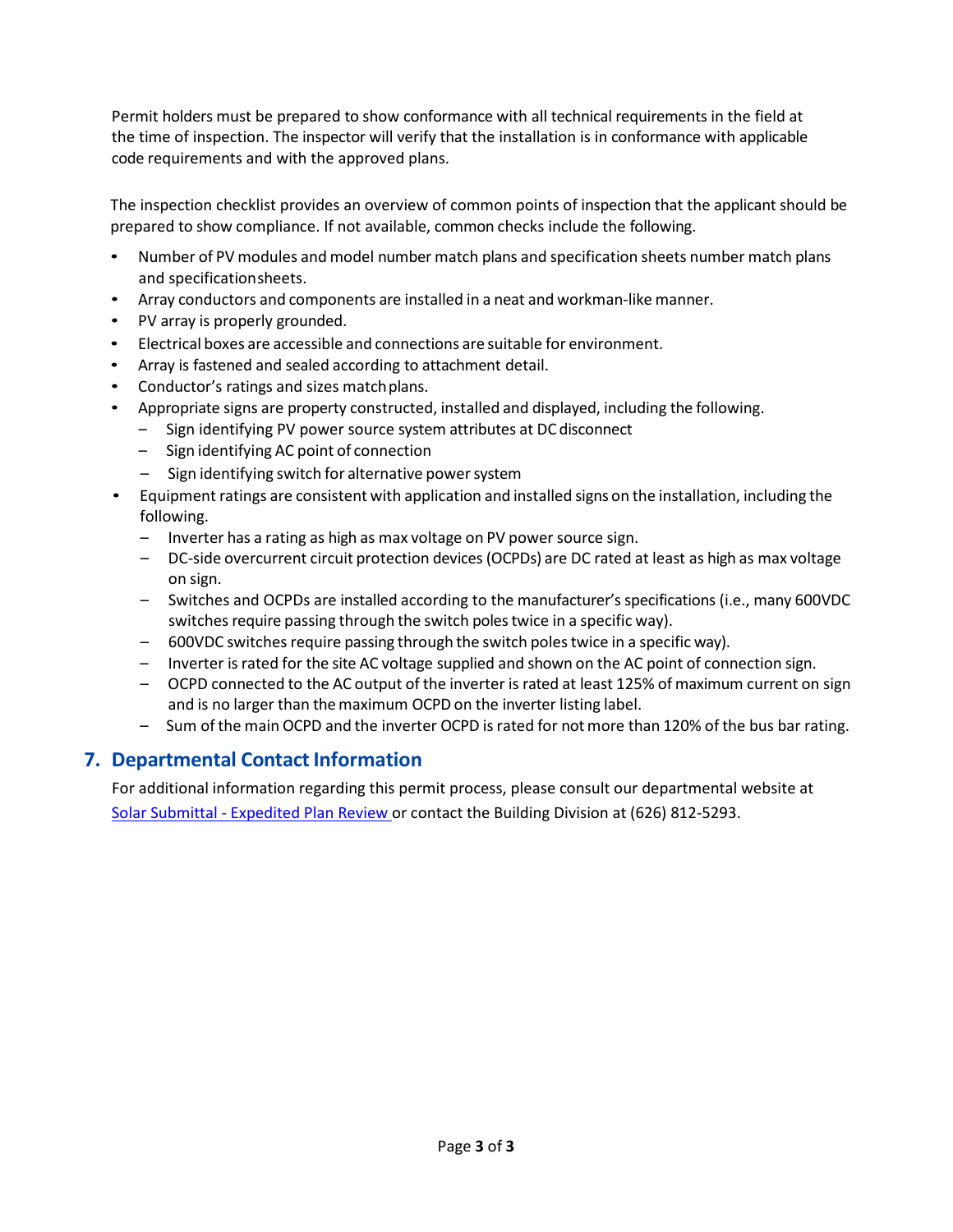Permit holders must be prepared to show conformance with all technical requirements in the field at the time of inspection. The inspector will verify that the installation is in conformance with applicable code requirements and with the approved plans.

The inspection checklist provides an overview of common points of inspection that the applicant should be prepared to show compliance. If not available, common checks include the following.

- Number of PV modules and model number match plans and specification sheets number match plans and specificationsheets.
- Array conductors and components are installed in a neat and workman-like manner.
- PV array is properly grounded.
- Electrical boxes are accessible and connections are suitable for environment.
- Array is fastened and sealed according to attachment detail.
- Conductor's ratings and sizes matchplans.
- Appropriate signs are property constructed, installed and displayed, including the following.
  - Sign identifying PV power source system attributes at DC disconnect
  - Sign identifying AC point of connection
  - Sign identifying switch for alternative power system
- Equipment ratings are consistent with application and installed signs on the installation, including the following.
  - Inverter has a rating as high as max voltage on PV power source sign.
  - DC-side overcurrent circuit protection devices (OCPDs) are DC rated at least as high as max voltage on sign.
  - Switches and OCPDs are installed according to the manufacturer's specifications (i.e., many 600VDC switches require passing through the switch poles twice in a specific way).
  - 600VDC switches require passing through the switch poles twice in a specific way).
  - Inverter is rated for the site AC voltage supplied and shown on the AC point of connection sign.
  - OCPD connected to the AC output of the inverter is rated at least 125% of maximum current on sign and is no larger than the maximum OCPD on the inverter listing label.
  - Sum of the main OCPD and the inverter OCPD is rated for not more than 120% of the bus bar rating.

## 7. Departmental Contact Information

For additional information regarding this permit process, please consult our departmental website at Solar Submittal - Expedited Plan Review or contact the Building Division at (626) 812-5293.